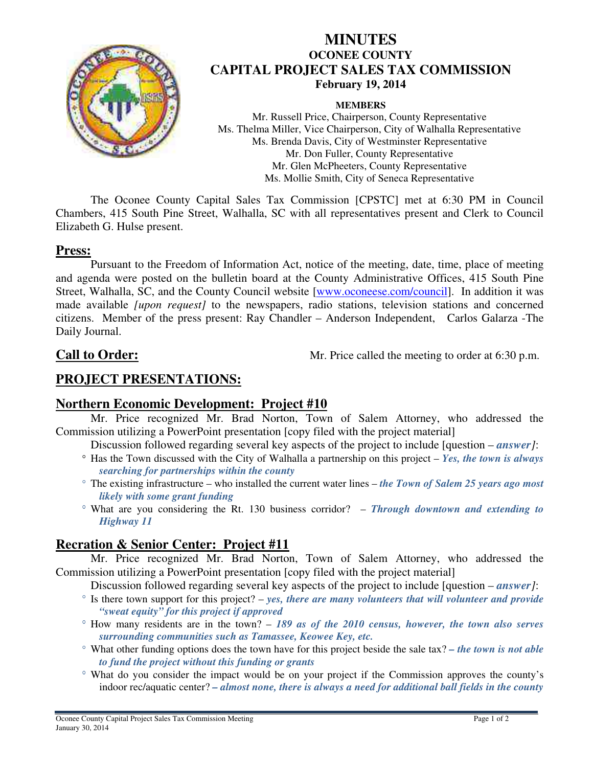# MINUTES
## OCONEE COUNTY
## CAPITAL PROJECT SALES TAX COMMISSION
**February 19, 2014**

**MEMBERS**

Mr. Russell Price, Chairperson, County Representative
Ms. Thelma Miller, Vice Chairperson, City of Walhalla Representative
Ms. Brenda Davis, City of Westminster Representative
Mr. Don Fuller, County Representative
Mr. Glen McPheeters, County Representative
Ms. Mollie Smith, City of Seneca Representative

The Oconee County Capital Sales Tax Commission [CPSTC] met at 6:30 PM in Council Chambers, 415 South Pine Street, Walhalla, SC with all representatives present and Clerk to Council Elizabeth G. Hulse present.

## Press:

Pursuant to the Freedom of Information Act, notice of the meeting, date, time, place of meeting and agenda were posted on the bulletin board at the County Administrative Offices, 415 South Pine Street, Walhalla, SC, and the County Council website [www.oconeese.com/council]. In addition it was made available *[upon request]* to the newspapers, radio stations, television stations and concerned citizens. Member of the press present: Ray Chandler – Anderson Independent, Carlos Galarza -The Daily Journal.

## Call to Order:

Mr. Price called the meeting to order at 6:30 p.m.

## PROJECT PRESENTATIONS:

## Northern Economic Development: Project #10

Mr. Price recognized Mr. Brad Norton, Town of Salem Attorney, who addressed the Commission utilizing a PowerPoint presentation [copy filed with the project material]

Discussion followed regarding several key aspects of the project to include [question – ***answer]***:

- Has the Town discussed with the City of Walhalla a partnership on this project – ***Yes, the town is always searching for partnerships within the county***
- The existing infrastructure – who installed the current water lines – ***the Town of Salem 25 years ago most likely with some grant funding***
- What are you considering the Rt. 130 business corridor? – ***Through downtown and extending to Highway 11***

## Recration & Senior Center: Project #11

Mr. Price recognized Mr. Brad Norton, Town of Salem Attorney, who addressed the Commission utilizing a PowerPoint presentation [copy filed with the project material]

Discussion followed regarding several key aspects of the project to include [question – ***answer]***:

- Is there town support for this project? – ***yes, there are many volunteers that will volunteer and provide "sweat equity" for this project if approved***
- How many residents are in the town? – ***189 as of the 2010 census, however, the town also serves surrounding communities such as Tamassee, Keowee Key, etc.***
- What other funding options does the town have for this project beside the sale tax? ***– the town is not able to fund the project without this funding or grants***
- What do you consider the impact would be on your project if the Commission approves the county's indoor rec/aquatic center? ***– almost none, there is always a need for additional ball fields in the county***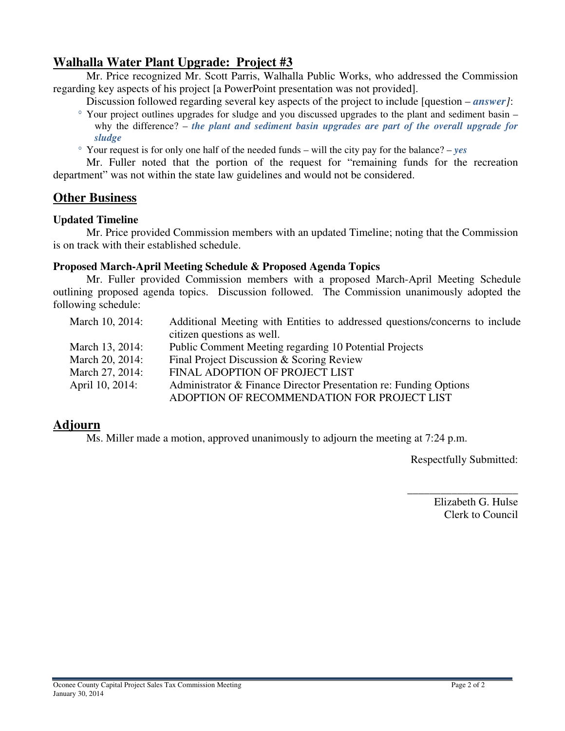## Walhalla Water Plant Upgrade: Project #3

Mr. Price recognized Mr. Scott Parris, Walhalla Public Works, who addressed the Commission regarding key aspects of his project [a PowerPoint presentation was not provided].

Discussion followed regarding several key aspects of the project to include [question – ***answer]***:

- Your project outlines upgrades for sludge and you discussed upgrades to the plant and sediment basin – why the difference? – ***the plant and sediment basin upgrades are part of the overall upgrade for sludge***
- Your request is for only one half of the needed funds – will the city pay for the balance? – ***yes***

Mr. Fuller noted that the portion of the request for "remaining funds for the recreation department" was not within the state law guidelines and would not be considered.

## Other Business

### Updated Timeline

Mr. Price provided Commission members with an updated Timeline; noting that the Commission is on track with their established schedule.

### Proposed March-April Meeting Schedule & Proposed Agenda Topics

Mr. Fuller provided Commission members with a proposed March-April Meeting Schedule outlining proposed agenda topics. Discussion followed. The Commission unanimously adopted the following schedule:

| | |
|---|---|
| March 10, 2014: | Additional Meeting with Entities to addressed questions/concerns to include citizen questions as well. |
| March 13, 2014: | Public Comment Meeting regarding 10 Potential Projects |
| March 20, 2014: | Final Project Discussion & Scoring Review |
| March 27, 2014: | FINAL ADOPTION OF PROJECT LIST |
| April 10, 2014: | Administrator & Finance Director Presentation re: Funding Options<br>ADOPTION OF RECOMMENDATION FOR PROJECT LIST |

## Adjourn

Ms. Miller made a motion, approved unanimously to adjourn the meeting at 7:24 p.m.

Respectfully Submitted:

\_\_\_\_\_\_\_\_\_\_\_\_\_\_\_\_\_\_\_\_

Elizabeth G. Hulse
Clerk to Council